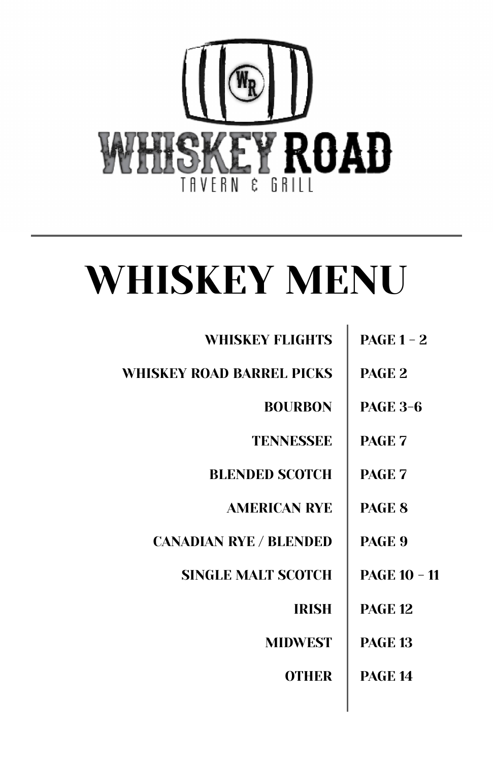WHISKEY ROAD

TAVERN & GRILL

# WHISKEY MENU

| | |
|---|---|
| **WHISKEY FLIGHTS** | **PAGE 1 – 2** |
| **WHISKEY ROAD BARREL PICKS** | **PAGE 2** |
| **BOURBON** | **PAGE 3-6** |
| **TENNESSEE** | **PAGE 7** |
| **BLENDED SCOTCH** | **PAGE 7** |
| **AMERICAN RYE** | **PAGE 8** |
| **CANADIAN RYE / BLENDED** | **PAGE 9** |
| **SINGLE MALT SCOTCH** | **PAGE 10 – 11** |
| **IRISH** | **PAGE 12** |
| **MIDWEST** | **PAGE 13** |
| **OTHER** | **PAGE 14** |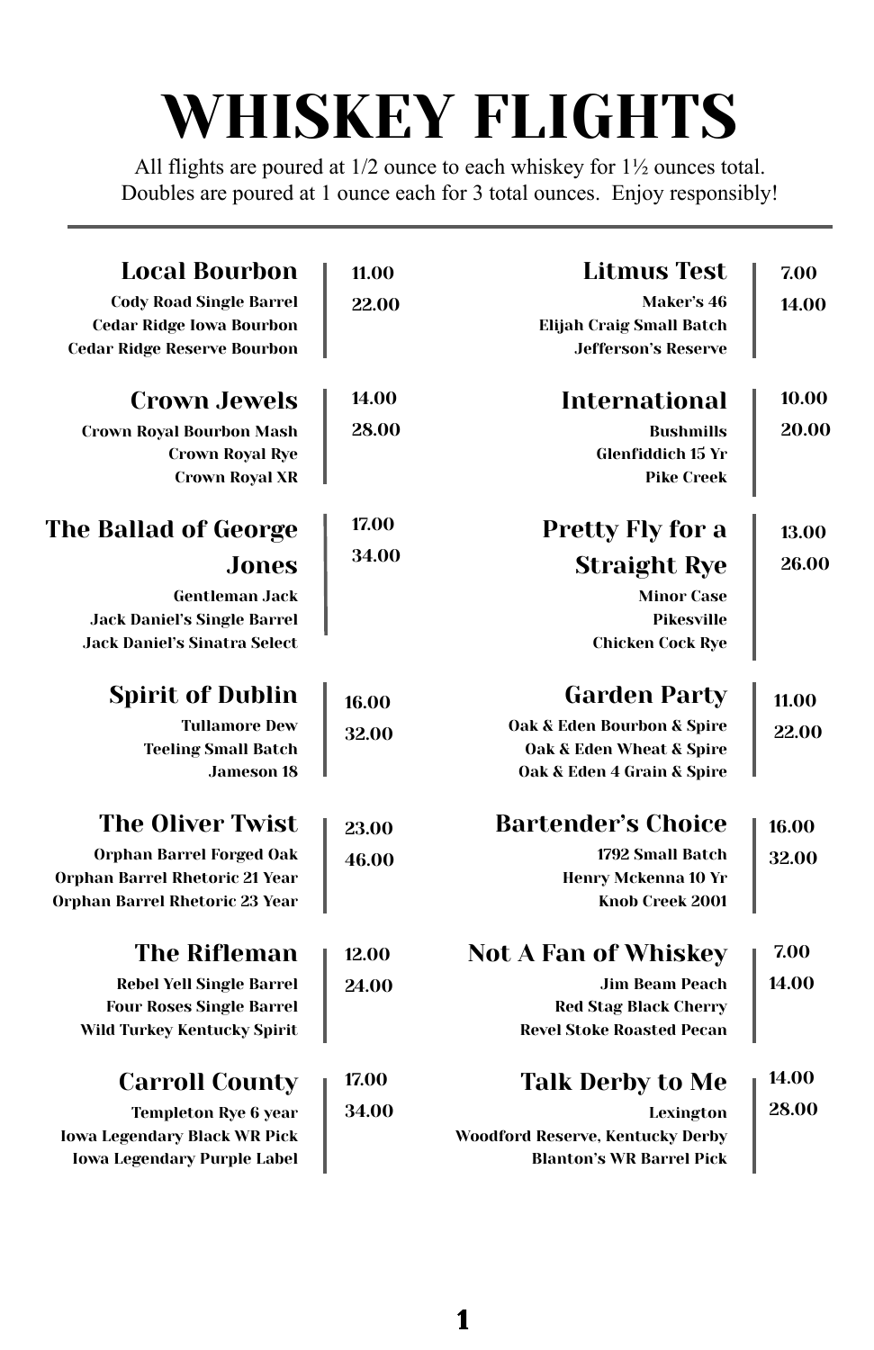# WHISKEY FLIGHTS

All flights are poured at 1/2 ounce to each whiskey for 1½ ounces total.
Doubles are poured at 1 ounce each for 3 total ounces. Enjoy responsibly!

---

## Local Bourbon
11.00 / 22.00

**Cody Road Single Barrel**
**Cedar Ridge Iowa Bourbon**
**Cedar Ridge Reserve Bourbon**

## Crown Jewels
14.00 / 28.00

**Crown Royal Bourbon Mash**
**Crown Royal Rye**
**Crown Royal XR**

## The Ballad of George Jones
17.00 / 34.00

**Gentleman Jack**
**Jack Daniel's Single Barrel**
**Jack Daniel's Sinatra Select**

## Spirit of Dublin
16.00 / 32.00

**Tullamore Dew**
**Teeling Small Batch**
**Jameson 18**

## The Oliver Twist
23.00 / 46.00

**Orphan Barrel Forged Oak**
**Orphan Barrel Rhetoric 21 Year**
**Orphan Barrel Rhetoric 23 Year**

## The Rifleman
12.00 / 24.00

**Rebel Yell Single Barrel**
**Four Roses Single Barrel**
**Wild Turkey Kentucky Spirit**

## Carroll County
17.00 / 34.00

**Templeton Rye 6 year**
**Iowa Legendary Black WR Pick**
**Iowa Legendary Purple Label**

## Litmus Test
7.00 / 14.00

**Maker's 46**
**Elijah Craig Small Batch**
**Jefferson's Reserve**

## International
10.00 / 20.00

**Bushmills**
**Glenfiddich 15 Yr**
**Pike Creek**

## Pretty Fly for a Straight Rye
13.00 / 26.00

**Minor Case**
**Pikesville**
**Chicken Cock Rye**

## Garden Party
11.00 / 22.00

**Oak & Eden Bourbon & Spire**
**Oak & Eden Wheat & Spire**
**Oak & Eden 4 Grain & Spire**

## Bartender's Choice
16.00 / 32.00

**1792 Small Batch**
**Henry Mckenna 10 Yr**
**Knob Creek 2001**

## Not A Fan of Whiskey
7.00 / 14.00

**Jim Beam Peach**
**Red Stag Black Cherry**
**Revel Stoke Roasted Pecan**

## Talk Derby to Me
14.00 / 28.00

**Lexington**
**Woodford Reserve, Kentucky Derby**
**Blanton's WR Barrel Pick**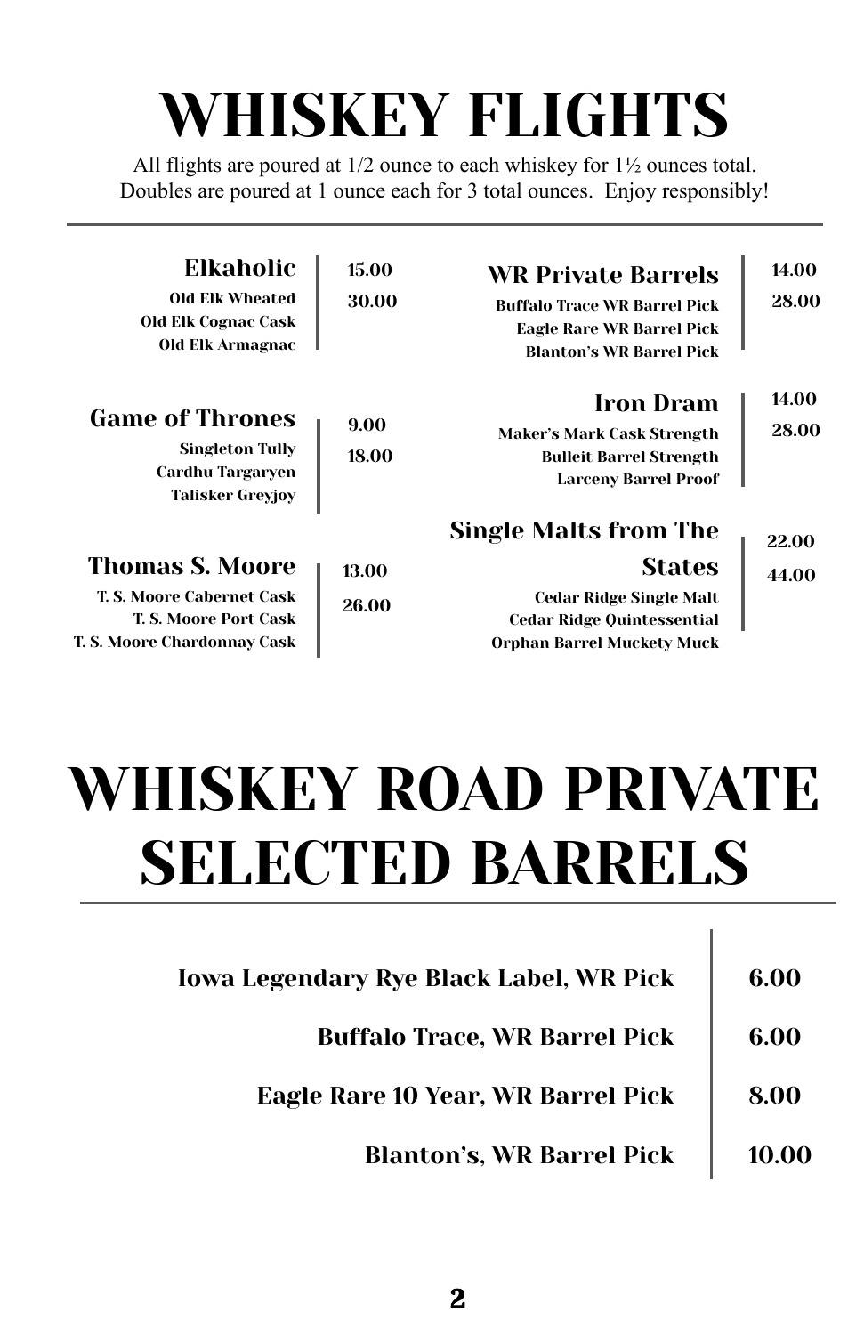# WHISKEY FLIGHTS

All flights are poured at 1/2 ounce to each whiskey for 1½ ounces total.
Doubles are poured at 1 ounce each for 3 total ounces. Enjoy responsibly!

## Elkaholic

Old Elk Wheated
Old Elk Cognac Cask
Old Elk Armagnac

15.00
30.00

## Game of Thrones

Singleton Tully
Cardhu Targaryen
Talisker Greyjoy

9.00
18.00

## Thomas S. Moore

T. S. Moore Cabernet Cask
T. S. Moore Port Cask
T. S. Moore Chardonnay Cask

13.00
26.00

## WR Private Barrels

Buffalo Trace WR Barrel Pick
Eagle Rare WR Barrel Pick
Blanton's WR Barrel Pick

14.00
28.00

## Iron Dram

Maker's Mark Cask Strength
Bulleit Barrel Strength
Larceny Barrel Proof

14.00
28.00

## Single Malts from The States

Cedar Ridge Single Malt
Cedar Ridge Quintessential
Orphan Barrel Muckety Muck

22.00
44.00

# WHISKEY ROAD PRIVATE SELECTED BARRELS

| Whiskey | Price |
|---|---|
| Iowa Legendary Rye Black Label, WR Pick | 6.00 |
| Buffalo Trace, WR Barrel Pick | 6.00 |
| Eagle Rare 10 Year, WR Barrel Pick | 8.00 |
| Blanton's, WR Barrel Pick | 10.00 |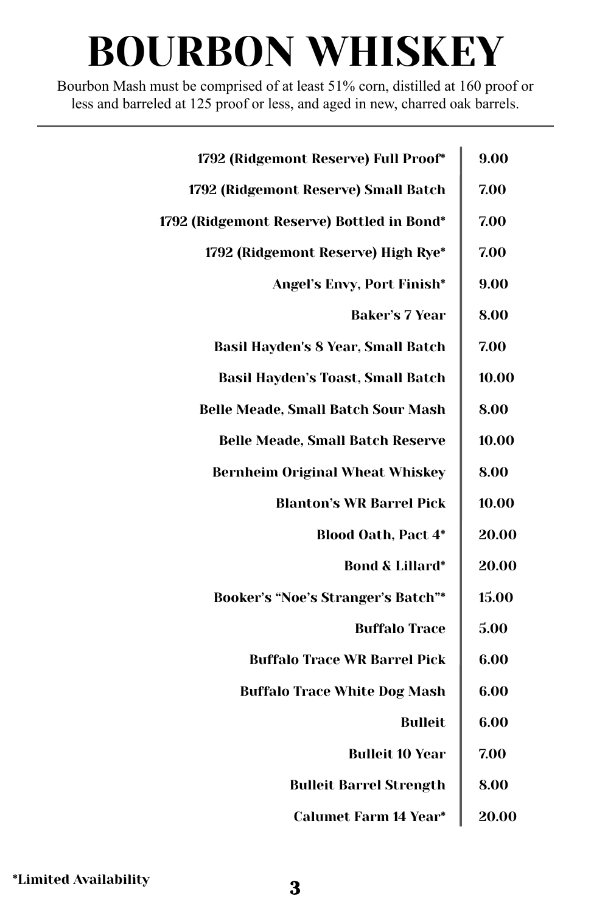# BOURBON WHISKEY

Bourbon Mash must be comprised of at least 51% corn, distilled at 160 proof or less and barreled at 125 proof or less, and aged in new, charred oak barrels.

| Bourbon | Price |
|---:|---|
| **1792 (Ridgemont Reserve) Full Proof*** | **9.00** |
| **1792 (Ridgemont Reserve) Small Batch** | **7.00** |
| **1792 (Ridgemont Reserve) Bottled in Bond*** | **7.00** |
| **1792 (Ridgemont Reserve) High Rye*** | **7.00** |
| **Angel's Envy, Port Finish*** | **9.00** |
| **Baker's 7 Year** | **8.00** |
| **Basil Hayden's 8 Year, Small Batch** | **7.00** |
| **Basil Hayden's Toast, Small Batch** | **10.00** |
| **Belle Meade, Small Batch Sour Mash** | **8.00** |
| **Belle Meade, Small Batch Reserve** | **10.00** |
| **Bernheim Original Wheat Whiskey** | **8.00** |
| **Blanton's WR Barrel Pick** | **10.00** |
| **Blood Oath, Pact 4*** | **20.00** |
| **Bond & Lillard*** | **20.00** |
| **Booker's "Noe's Stranger's Batch"*** | **15.00** |
| **Buffalo Trace** | **5.00** |
| **Buffalo Trace WR Barrel Pick** | **6.00** |
| **Buffalo Trace White Dog Mash** | **6.00** |
| **Bulleit** | **6.00** |
| **Bulleit 10 Year** | **7.00** |
| **Bulleit Barrel Strength** | **8.00** |
| **Calumet Farm 14 Year*** | **20.00** |

***Limited Availability**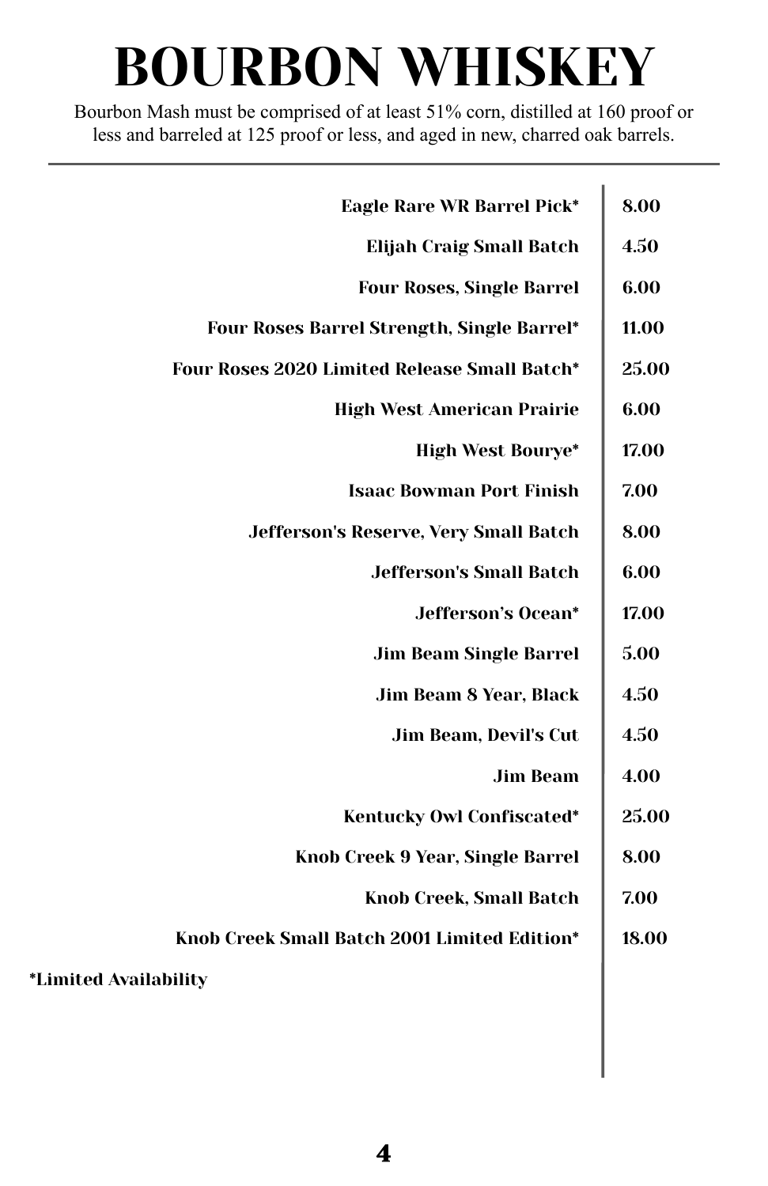# BOURBON WHISKEY

Bourbon Mash must be comprised of at least 51% corn, distilled at 160 proof or less and barreled at 125 proof or less, and aged in new, charred oak barrels.

| Bourbon | Price |
|---|---|
| **Eagle Rare WR Barrel Pick*** | **8.00** |
| **Elijah Craig Small Batch** | **4.50** |
| **Four Roses, Single Barrel** | **6.00** |
| **Four Roses Barrel Strength, Single Barrel*** | **11.00** |
| **Four Roses 2020 Limited Release Small Batch*** | **25.00** |
| **High West American Prairie** | **6.00** |
| **High West Bourye*** | **17.00** |
| **Isaac Bowman Port Finish** | **7.00** |
| **Jefferson's Reserve, Very Small Batch** | **8.00** |
| **Jefferson's Small Batch** | **6.00** |
| **Jefferson's Ocean*** | **17.00** |
| **Jim Beam Single Barrel** | **5.00** |
| **Jim Beam 8 Year, Black** | **4.50** |
| **Jim Beam, Devil's Cut** | **4.50** |
| **Jim Beam** | **4.00** |
| **Kentucky Owl Confiscated*** | **25.00** |
| **Knob Creek 9 Year, Single Barrel** | **8.00** |
| **Knob Creek, Small Batch** | **7.00** |
| **Knob Creek Small Batch 2001 Limited Edition*** | **18.00** |

***Limited Availability**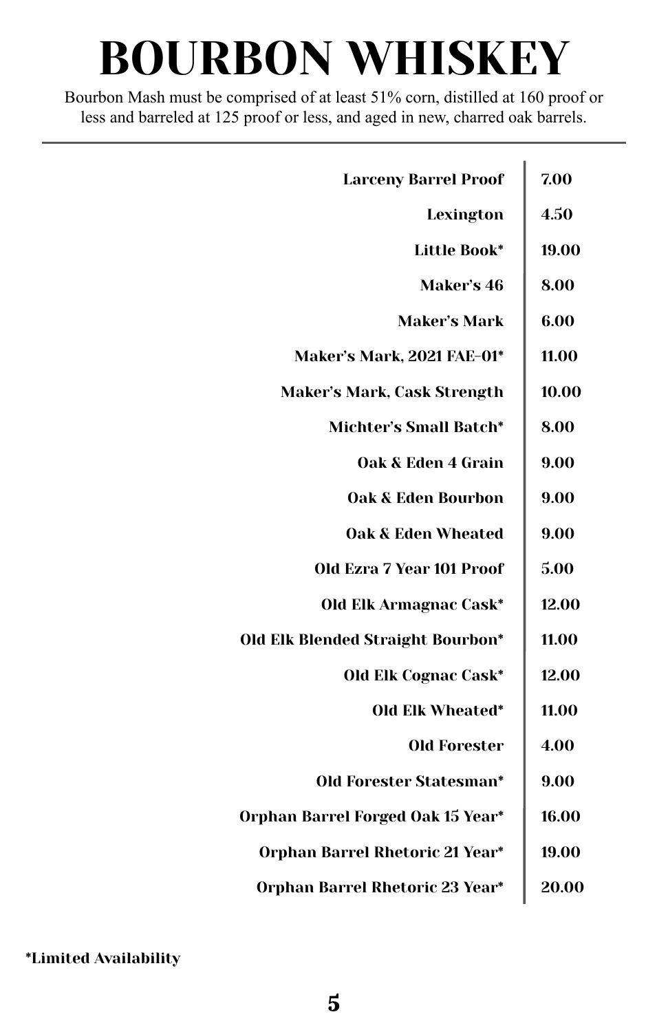# BOURBON WHISKEY

Bourbon Mash must be comprised of at least 51% corn, distilled at 160 proof or less and barreled at 125 proof or less, and aged in new, charred oak barrels.

| Bourbon | Price |
| --- | --- |
| **Larceny Barrel Proof** | **7.00** |
| **Lexington** | **4.50** |
| **Little Book*** | **19.00** |
| **Maker's 46** | **8.00** |
| **Maker's Mark** | **6.00** |
| **Maker's Mark, 2021 FAE-01*** | **11.00** |
| **Maker's Mark, Cask Strength** | **10.00** |
| **Michter's Small Batch*** | **8.00** |
| **Oak & Eden 4 Grain** | **9.00** |
| **Oak & Eden Bourbon** | **9.00** |
| **Oak & Eden Wheated** | **9.00** |
| **Old Ezra 7 Year 101 Proof** | **5.00** |
| **Old Elk Armagnac Cask*** | **12.00** |
| **Old Elk Blended Straight Bourbon*** | **11.00** |
| **Old Elk Cognac Cask*** | **12.00** |
| **Old Elk Wheated*** | **11.00** |
| **Old Forester** | **4.00** |
| **Old Forester Statesman*** | **9.00** |
| **Orphan Barrel Forged Oak 15 Year*** | **16.00** |
| **Orphan Barrel Rhetoric 21 Year*** | **19.00** |
| **Orphan Barrel Rhetoric 23 Year*** | **20.00** |

***Limited Availability**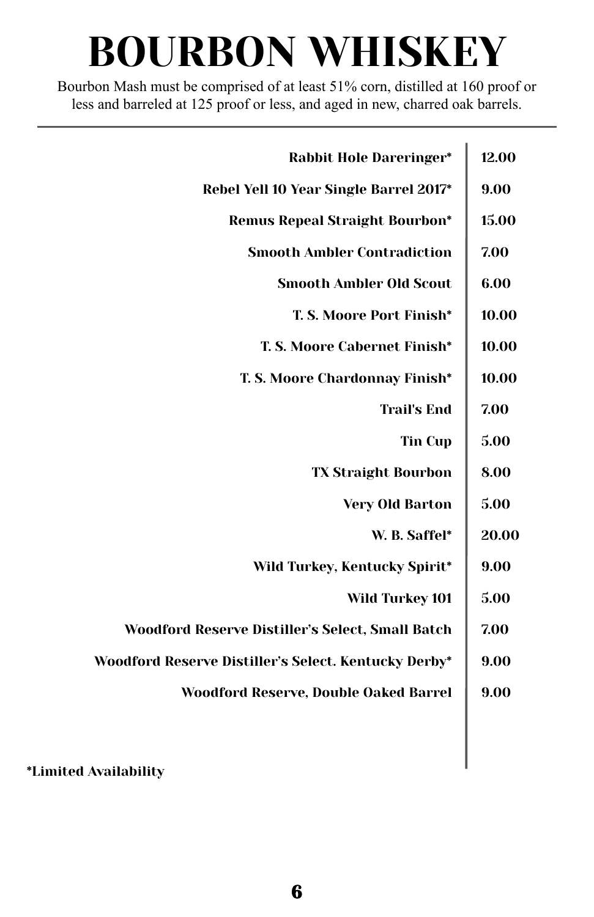# BOURBON WHISKEY

Bourbon Mash must be comprised of at least 51% corn, distilled at 160 proof or less and barreled at 125 proof or less, and aged in new, charred oak barrels.

| Bourbon | Price |
|---:|---|
| **Rabbit Hole Dareringer*** | **12.00** |
| **Rebel Yell 10 Year Single Barrel 2017*** | **9.00** |
| **Remus Repeal Straight Bourbon*** | **15.00** |
| **Smooth Ambler Contradiction** | **7.00** |
| **Smooth Ambler Old Scout** | **6.00** |
| **T. S. Moore Port Finish*** | **10.00** |
| **T. S. Moore Cabernet Finish*** | **10.00** |
| **T. S. Moore Chardonnay Finish*** | **10.00** |
| **Trail's End** | **7.00** |
| **Tin Cup** | **5.00** |
| **TX Straight Bourbon** | **8.00** |
| **Very Old Barton** | **5.00** |
| **W. B. Saffel*** | **20.00** |
| **Wild Turkey, Kentucky Spirit*** | **9.00** |
| **Wild Turkey 101** | **5.00** |
| **Woodford Reserve Distiller's Select, Small Batch** | **7.00** |
| **Woodford Reserve Distiller's Select. Kentucky Derby*** | **9.00** |
| **Woodford Reserve, Double Oaked Barrel** | **9.00** |

***Limited Availability**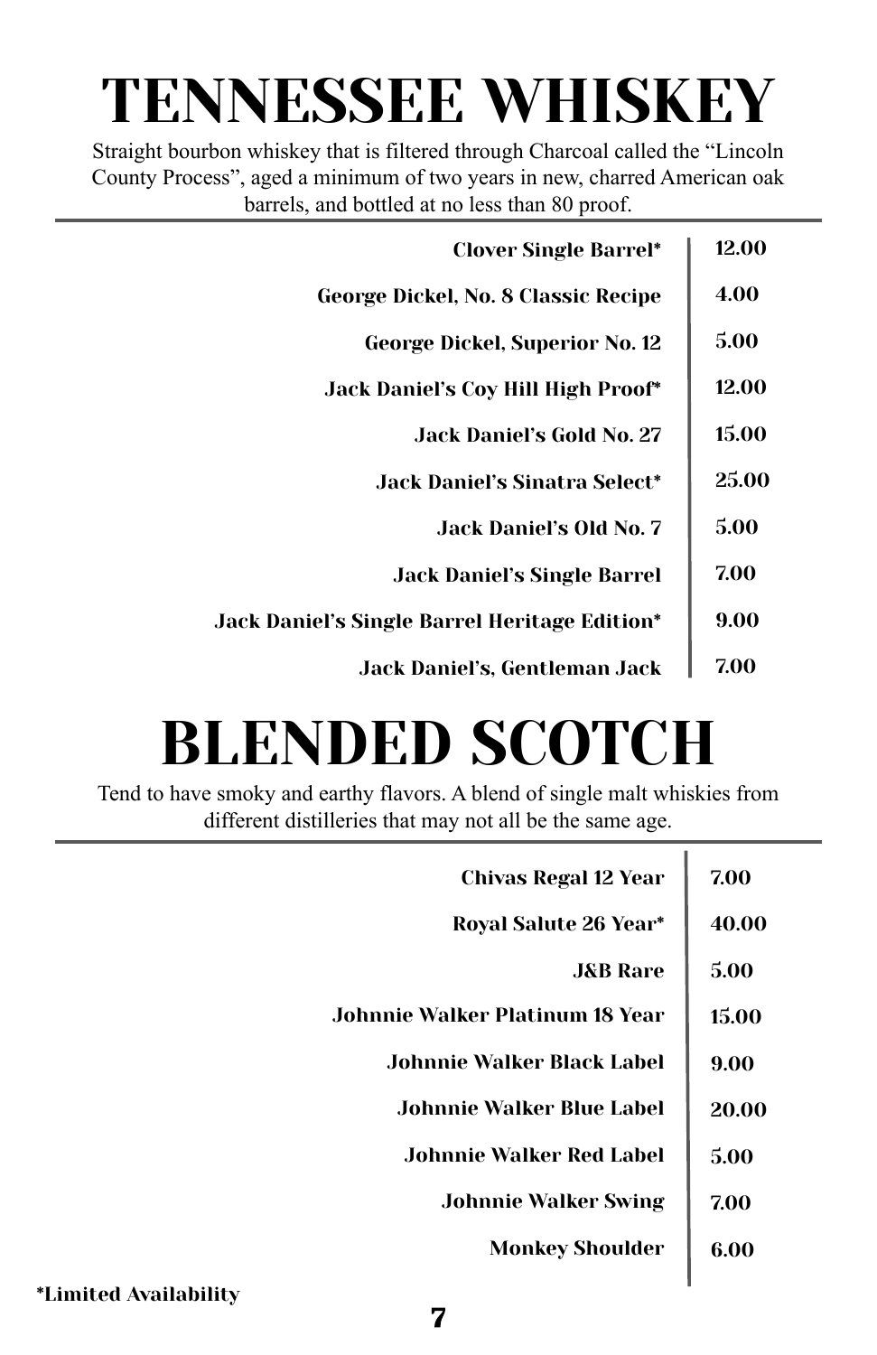# TENNESSEE WHISKEY

Straight bourbon whiskey that is filtered through Charcoal called the "Lincoln County Process", aged a minimum of two years in new, charred American oak barrels, and bottled at no less than 80 proof.

| Whiskey | Price |
|---|---|
| Clover Single Barrel* | 12.00 |
| George Dickel, No. 8 Classic Recipe | 4.00 |
| George Dickel, Superior No. 12 | 5.00 |
| Jack Daniel's Coy Hill High Proof* | 12.00 |
| Jack Daniel's Gold No. 27 | 15.00 |
| Jack Daniel's Sinatra Select* | 25.00 |
| Jack Daniel's Old No. 7 | 5.00 |
| Jack Daniel's Single Barrel | 7.00 |
| Jack Daniel's Single Barrel Heritage Edition* | 9.00 |
| Jack Daniel's, Gentleman Jack | 7.00 |

# BLENDED SCOTCH

Tend to have smoky and earthy flavors. A blend of single malt whiskies from different distilleries that may not all be the same age.

| Scotch | Price |
|---|---|
| Chivas Regal 12 Year | 7.00 |
| Royal Salute 26 Year* | 40.00 |
| J&B Rare | 5.00 |
| Johnnie Walker Platinum 18 Year | 15.00 |
| Johnnie Walker Black Label | 9.00 |
| Johnnie Walker Blue Label | 20.00 |
| Johnnie Walker Red Label | 5.00 |
| Johnnie Walker Swing | 7.00 |
| Monkey Shoulder | 6.00 |

*Limited Availability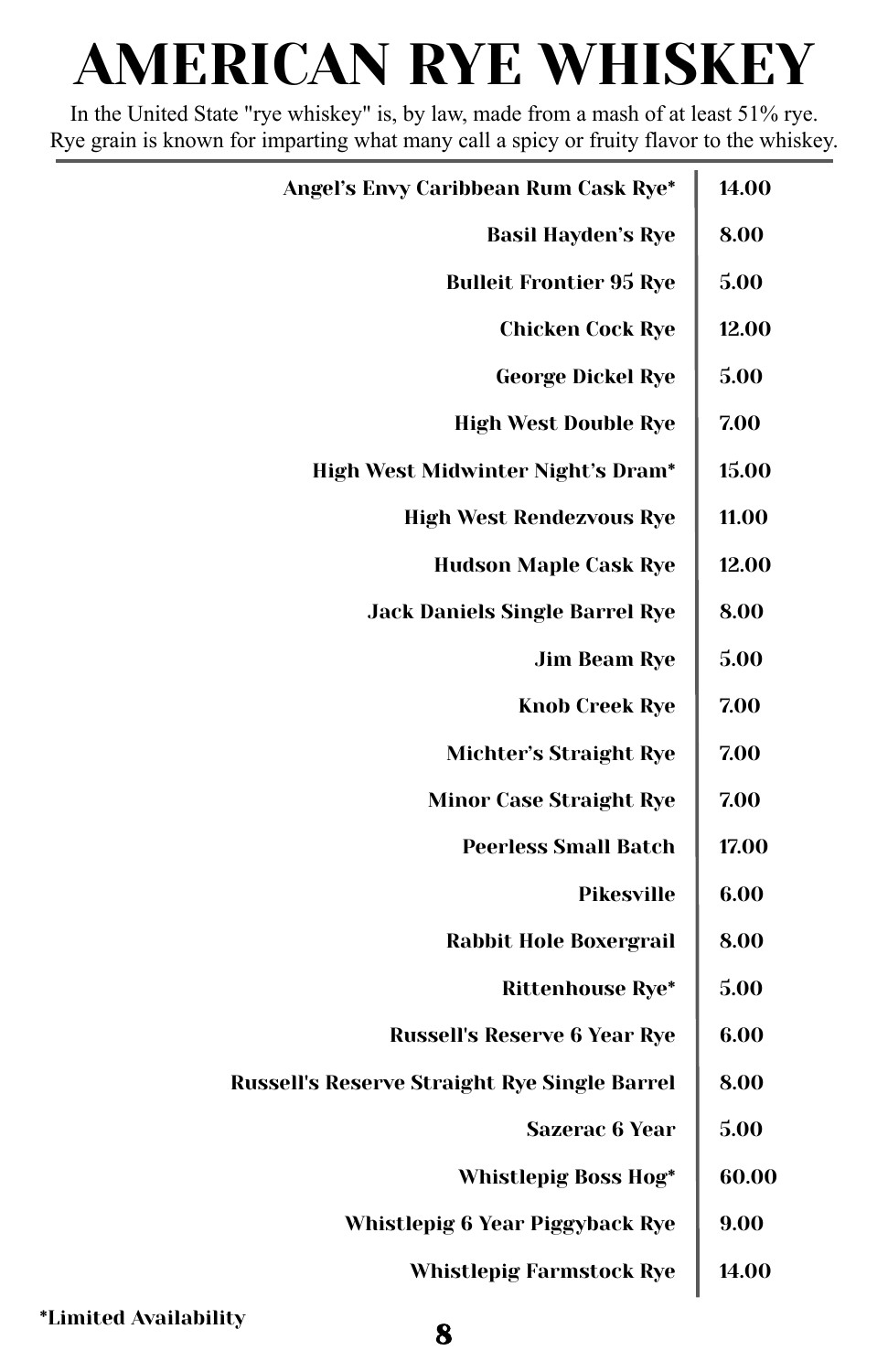# AMERICAN RYE WHISKEY

In the United State "rye whiskey" is, by law, made from a mash of at least 51% rye. Rye grain is known for imparting what many call a spicy or fruity flavor to the whiskey.

| Whiskey | Price |
|---|---|
| **Angel's Envy Caribbean Rum Cask Rye*** | **14.00** |
| **Basil Hayden's Rye** | **8.00** |
| **Bulleit Frontier 95 Rye** | **5.00** |
| **Chicken Cock Rye** | **12.00** |
| **George Dickel Rye** | **5.00** |
| **High West Double Rye** | **7.00** |
| **High West Midwinter Night's Dram*** | **15.00** |
| **High West Rendezvous Rye** | **11.00** |
| **Hudson Maple Cask Rye** | **12.00** |
| **Jack Daniels Single Barrel Rye** | **8.00** |
| **Jim Beam Rye** | **5.00** |
| **Knob Creek Rye** | **7.00** |
| **Michter's Straight Rye** | **7.00** |
| **Minor Case Straight Rye** | **7.00** |
| **Peerless Small Batch** | **17.00** |
| **Pikesville** | **6.00** |
| **Rabbit Hole Boxergrail** | **8.00** |
| **Rittenhouse Rye*** | **5.00** |
| **Russell's Reserve 6 Year Rye** | **6.00** |
| **Russell's Reserve Straight Rye Single Barrel** | **8.00** |
| **Sazerac 6 Year** | **5.00** |
| **Whistlepig Boss Hog*** | **60.00** |
| **Whistlepig 6 Year Piggyback Rye** | **9.00** |
| **Whistlepig Farmstock Rye** | **14.00** |

***Limited Availability**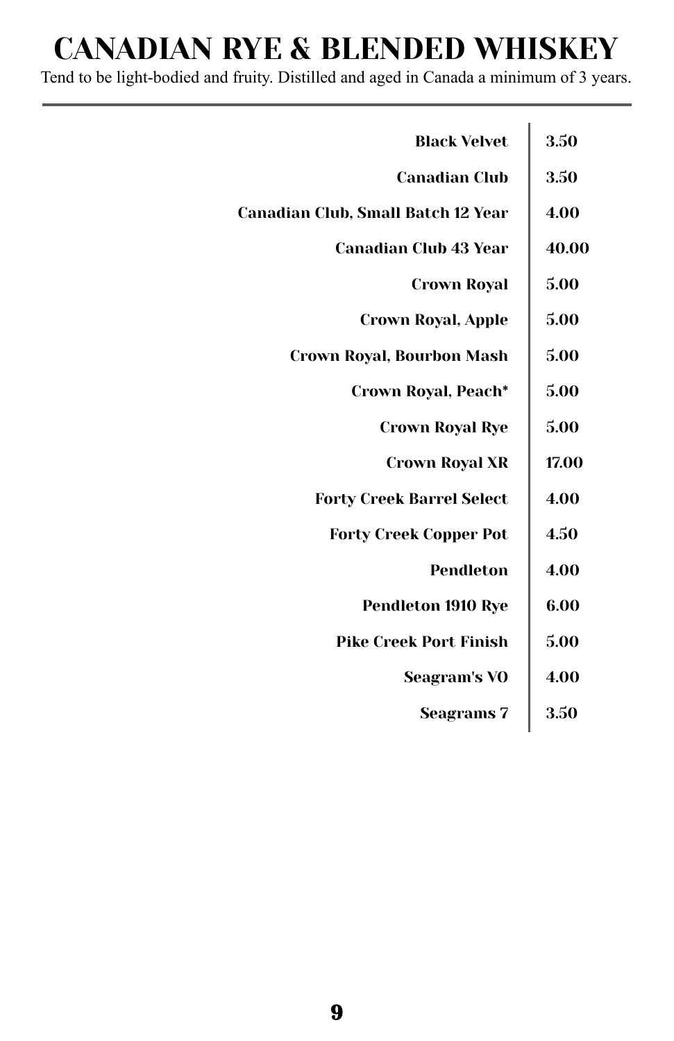# CANADIAN RYE & BLENDED WHISKEY

Tend to be light-bodied and fruity. Distilled and aged in Canada a minimum of 3 years.

| Whiskey | Price |
|---|---|
| **Black Velvet** | **3.50** |
| **Canadian Club** | **3.50** |
| **Canadian Club, Small Batch 12 Year** | **4.00** |
| **Canadian Club 43 Year** | **40.00** |
| **Crown Royal** | **5.00** |
| **Crown Royal, Apple** | **5.00** |
| **Crown Royal, Bourbon Mash** | **5.00** |
| **Crown Royal, Peach*** | **5.00** |
| **Crown Royal Rye** | **5.00** |
| **Crown Royal XR** | **17.00** |
| **Forty Creek Barrel Select** | **4.00** |
| **Forty Creek Copper Pot** | **4.50** |
| **Pendleton** | **4.00** |
| **Pendleton 1910 Rye** | **6.00** |
| **Pike Creek Port Finish** | **5.00** |
| **Seagram's VO** | **4.00** |
| **Seagrams 7** | **3.50** |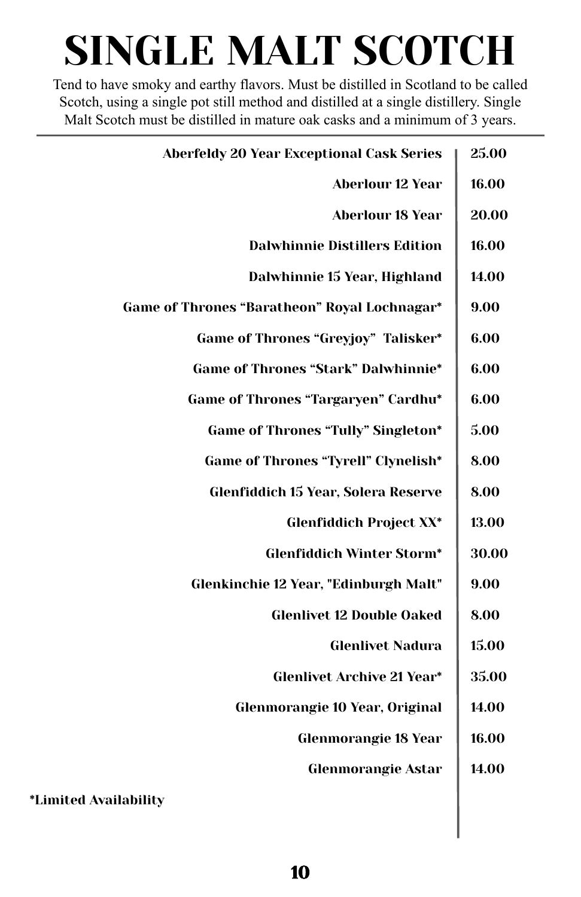# SINGLE MALT SCOTCH

Tend to have smoky and earthy flavors. Must be distilled in Scotland to be called Scotch, using a single pot still method and distilled at a single distillery. Single Malt Scotch must be distilled in mature oak casks and a minimum of 3 years.

| Item | Price |
| --- | --- |
| **Aberfeldy 20 Year Exceptional Cask Series** | **25.00** |
| **Aberlour 12 Year** | **16.00** |
| **Aberlour 18 Year** | **20.00** |
| **Dalwhinnie Distillers Edition** | **16.00** |
| **Dalwhinnie 15 Year, Highland** | **14.00** |
| **Game of Thrones "Baratheon" Royal Lochnagar*** | **9.00** |
| **Game of Thrones "Greyjoy" Talisker*** | **6.00** |
| **Game of Thrones "Stark" Dalwhinnie*** | **6.00** |
| **Game of Thrones "Targaryen" Cardhu*** | **6.00** |
| **Game of Thrones "Tully" Singleton*** | **5.00** |
| **Game of Thrones "Tyrell" Clynelish*** | **8.00** |
| **Glenfiddich 15 Year, Solera Reserve** | **8.00** |
| **Glenfiddich Project XX*** | **13.00** |
| **Glenfiddich Winter Storm*** | **30.00** |
| **Glenkinchie 12 Year, "Edinburgh Malt"** | **9.00** |
| **Glenlivet 12 Double Oaked** | **8.00** |
| **Glenlivet Nadura** | **15.00** |
| **Glenlivet Archive 21 Year*** | **35.00** |
| **Glenmorangie 10 Year, Original** | **14.00** |
| **Glenmorangie 18 Year** | **16.00** |
| **Glenmorangie Astar** | **14.00** |

**\*Limited Availability**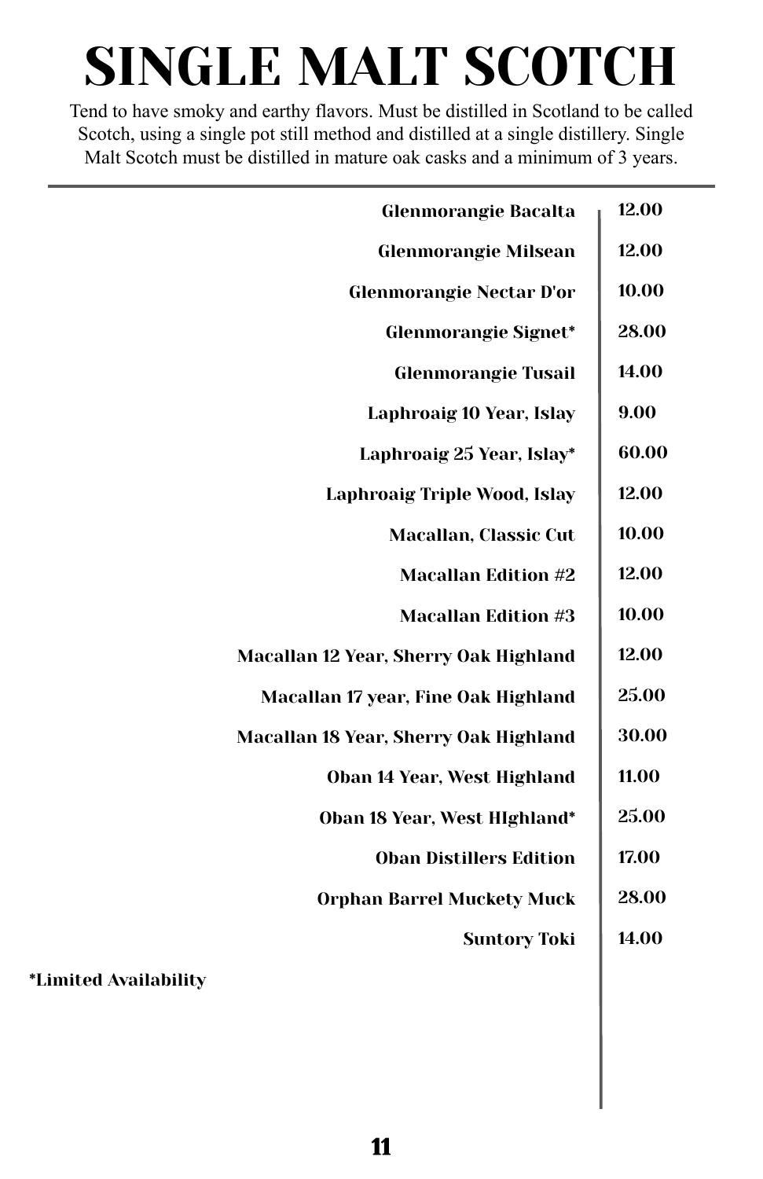# SINGLE MALT SCOTCH

Tend to have smoky and earthy flavors. Must be distilled in Scotland to be called Scotch, using a single pot still method and distilled at a single distillery. Single Malt Scotch must be distilled in mature oak casks and a minimum of 3 years.

| Item | Price |
|---|---|
| **Glenmorangie Bacalta** | **12.00** |
| **Glenmorangie Milsean** | **12.00** |
| **Glenmorangie Nectar D'or** | **10.00** |
| **Glenmorangie Signet*** | **28.00** |
| **Glenmorangie Tusail** | **14.00** |
| **Laphroaig 10 Year, Islay** | **9.00** |
| **Laphroaig 25 Year, Islay*** | **60.00** |
| **Laphroaig Triple Wood, Islay** | **12.00** |
| **Macallan, Classic Cut** | **10.00** |
| **Macallan Edition #2** | **12.00** |
| **Macallan Edition #3** | **10.00** |
| **Macallan 12 Year, Sherry Oak Highland** | **12.00** |
| **Macallan 17 year, Fine Oak Highland** | **25.00** |
| **Macallan 18 Year, Sherry Oak Highland** | **30.00** |
| **Oban 14 Year, West Highland** | **11.00** |
| **Oban 18 Year, West HIghland*** | **25.00** |
| **Oban Distillers Edition** | **17.00** |
| **Orphan Barrel Muckety Muck** | **28.00** |
| **Suntory Toki** | **14.00** |

***Limited Availability**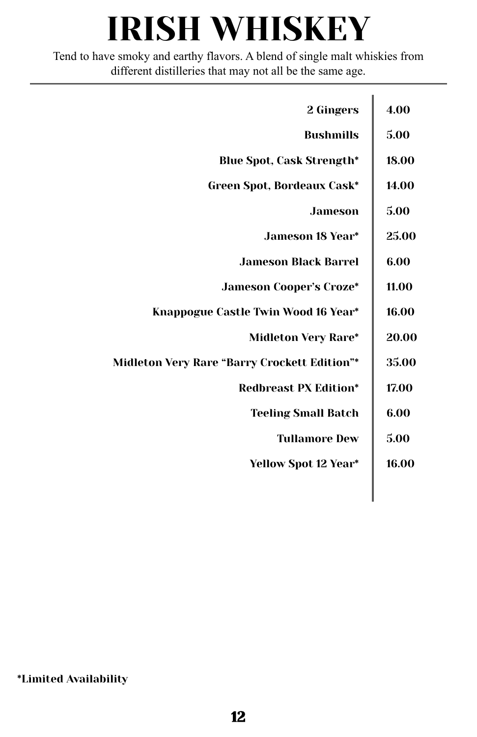# IRISH WHISKEY

Tend to have smoky and earthy flavors. A blend of single malt whiskies from different distilleries that may not all be the same age.

| Whiskey | Price |
| --- | --- |
| 2 Gingers | 4.00 |
| Bushmills | 5.00 |
| Blue Spot, Cask Strength* | 18.00 |
| Green Spot, Bordeaux Cask* | 14.00 |
| Jameson | 5.00 |
| Jameson 18 Year* | 25.00 |
| Jameson Black Barrel | 6.00 |
| Jameson Cooper's Croze* | 11.00 |
| Knappogue Castle Twin Wood 16 Year* | 16.00 |
| Midleton Very Rare* | 20.00 |
| Midleton Very Rare "Barry Crockett Edition"* | 35.00 |
| Redbreast PX Edition* | 17.00 |
| Teeling Small Batch | 6.00 |
| Tullamore Dew | 5.00 |
| Yellow Spot 12 Year* | 16.00 |

*Limited Availability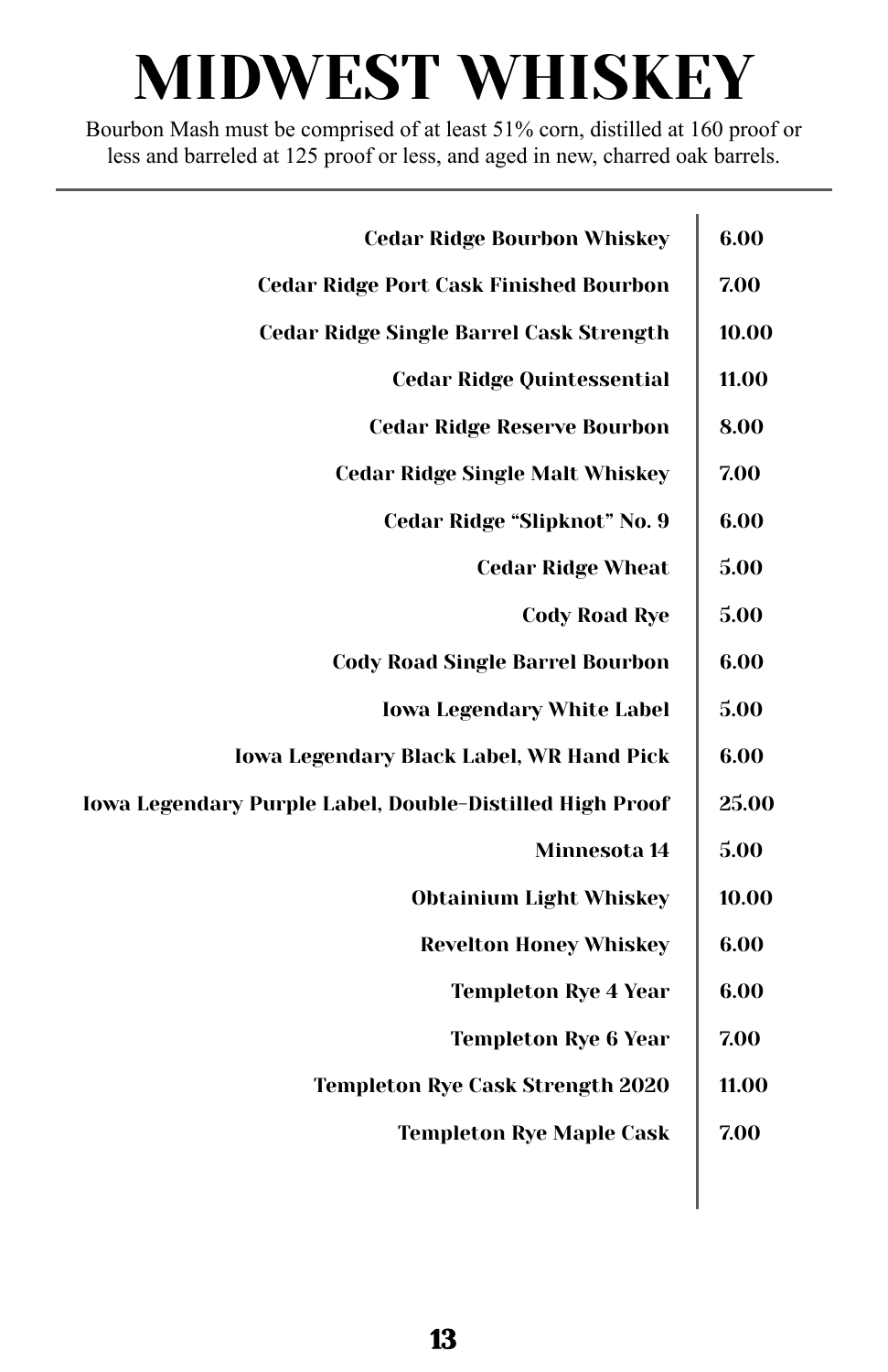# MIDWEST WHISKEY

Bourbon Mash must be comprised of at least 51% corn, distilled at 160 proof or less and barreled at 125 proof or less, and aged in new, charred oak barrels.

| Whiskey | Price |
|---|---|
| **Cedar Ridge Bourbon Whiskey** | **6.00** |
| **Cedar Ridge Port Cask Finished Bourbon** | **7.00** |
| **Cedar Ridge Single Barrel Cask Strength** | **10.00** |
| **Cedar Ridge Quintessential** | **11.00** |
| **Cedar Ridge Reserve Bourbon** | **8.00** |
| **Cedar Ridge Single Malt Whiskey** | **7.00** |
| **Cedar Ridge "Slipknot" No. 9** | **6.00** |
| **Cedar Ridge Wheat** | **5.00** |
| **Cody Road Rye** | **5.00** |
| **Cody Road Single Barrel Bourbon** | **6.00** |
| **Iowa Legendary White Label** | **5.00** |
| **Iowa Legendary Black Label, WR Hand Pick** | **6.00** |
| **Iowa Legendary Purple Label, Double-Distilled High Proof** | **25.00** |
| **Minnesota 14** | **5.00** |
| **Obtainium Light Whiskey** | **10.00** |
| **Revelton Honey Whiskey** | **6.00** |
| **Templeton Rye 4 Year** | **6.00** |
| **Templeton Rye 6 Year** | **7.00** |
| **Templeton Rye Cask Strength 2020** | **11.00** |
| **Templeton Rye Maple Cask** | **7.00** |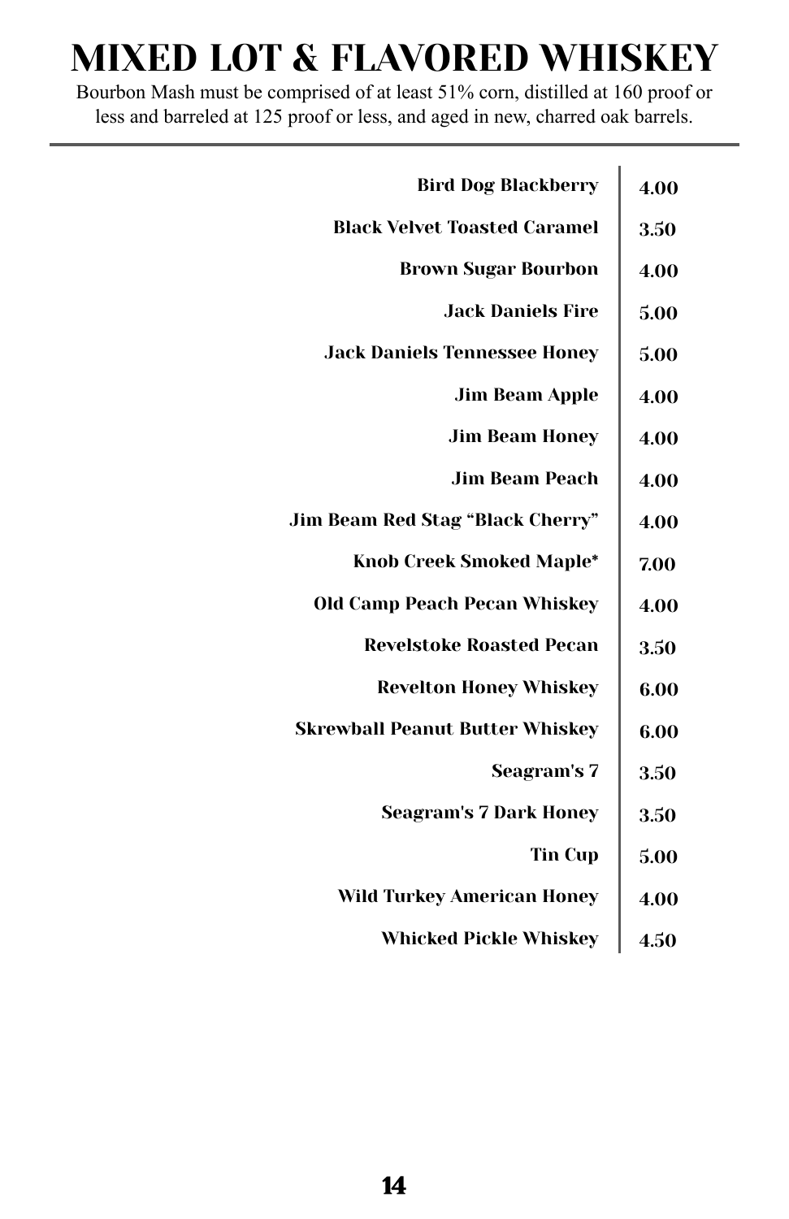# MIXED LOT & FLAVORED WHISKEY

Bourbon Mash must be comprised of at least 51% corn, distilled at 160 proof or less and barreled at 125 proof or less, and aged in new, charred oak barrels.

| | |
|---|---|
| **Bird Dog Blackberry** | **4.00** |
| **Black Velvet Toasted Caramel** | **3.50** |
| **Brown Sugar Bourbon** | **4.00** |
| **Jack Daniels Fire** | **5.00** |
| **Jack Daniels Tennessee Honey** | **5.00** |
| **Jim Beam Apple** | **4.00** |
| **Jim Beam Honey** | **4.00** |
| **Jim Beam Peach** | **4.00** |
| **Jim Beam Red Stag "Black Cherry"** | **4.00** |
| **Knob Creek Smoked Maple*** | **7.00** |
| **Old Camp Peach Pecan Whiskey** | **4.00** |
| **Revelstoke Roasted Pecan** | **3.50** |
| **Revelton Honey Whiskey** | **6.00** |
| **Skrewball Peanut Butter Whiskey** | **6.00** |
| **Seagram's 7** | **3.50** |
| **Seagram's 7 Dark Honey** | **3.50** |
| **Tin Cup** | **5.00** |
| **Wild Turkey American Honey** | **4.00** |
| **Whicked Pickle Whiskey** | **4.50** |